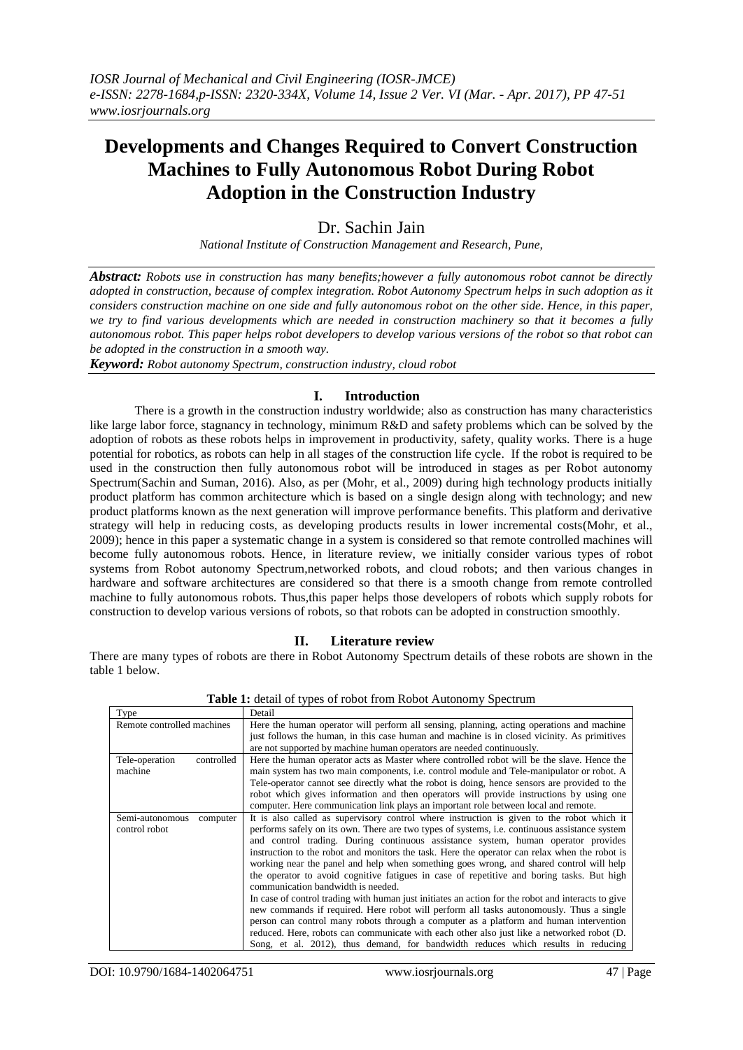# Developments and Changes Required to Convert Construction Machines to Fully Autonomous Robot During Robot Adoption in the Construction Industry

Dr. Sachin Jain

*National Institute of Construction Management and Research, Pune,*

***Abstract:*** *Robots use in construction has many benefits;however a fully autonomous robot cannot be directly adopted in construction, because of complex integration. Robot Autonomy Spectrum helps in such adoption as it considers construction machine on one side and fully autonomous robot on the other side. Hence, in this paper, we try to find various developments which are needed in construction machinery so that it becomes a fully autonomous robot. This paper helps robot developers to develop various versions of the robot so that robot can be adopted in the construction in a smooth way.*

***Keyword:*** *Robot autonomy Spectrum, construction industry, cloud robot*

## I. Introduction

There is a growth in the construction industry worldwide; also as construction has many characteristics like large labor force, stagnancy in technology, minimum R&D and safety problems which can be solved by the adoption of robots as these robots helps in improvement in productivity, safety, quality works. There is a huge potential for robotics, as robots can help in all stages of the construction life cycle. If the robot is required to be used in the construction then fully autonomous robot will be introduced in stages as per Robot autonomy Spectrum(Sachin and Suman, 2016). Also, as per (Mohr, et al., 2009) during high technology products initially product platform has common architecture which is based on a single design along with technology; and new product platforms known as the next generation will improve performance benefits. This platform and derivative strategy will help in reducing costs, as developing products results in lower incremental costs(Mohr, et al., 2009); hence in this paper a systematic change in a system is considered so that remote controlled machines will become fully autonomous robots. Hence, in literature review, we initially consider various types of robot systems from Robot autonomy Spectrum,networked robots, and cloud robots; and then various changes in hardware and software architectures are considered so that there is a smooth change from remote controlled machine to fully autonomous robots. Thus,this paper helps those developers of robots which supply robots for construction to develop various versions of robots, so that robots can be adopted in construction smoothly.

## II. Literature review

There are many types of robots are there in Robot Autonomy Spectrum details of these robots are shown in the table 1 below.

**Table 1:** detail of types of robot from Robot Autonomy Spectrum

| Type | Detail |
|---|---|
| Remote controlled machines | Here the human operator will perform all sensing, planning, acting operations and machine just follows the human, in this case human and machine is in closed vicinity. As primitives are not supported by machine human operators are needed continuously. |
| Tele-operation controlled machine | Here the human operator acts as Master where controlled robot will be the slave. Hence the main system has two main components, i.e. control module and Tele-manipulator or robot. A Tele-operator cannot see directly what the robot is doing, hence sensors are provided to the robot which gives information and then operators will provide instructions by using one computer. Here communication link plays an important role between local and remote. |
| Semi-autonomous computer control robot | It is also called as supervisory control where instruction is given to the robot which it performs safely on its own. There are two types of systems, i.e. continuous assistance system and control trading. During continuous assistance system, human operator provides instruction to the robot and monitors the task. Here the operator can relax when the robot is working near the panel and help when something goes wrong, and shared control will help the operator to avoid cognitive fatigues in case of repetitive and boring tasks. But high communication bandwidth is needed.<br>In case of control trading with human just initiates an action for the robot and interacts to give new commands if required. Here robot will perform all tasks autonomously. Thus a single person can control many robots through a computer as a platform and human intervention reduced. Here, robots can communicate with each other also just like a networked robot (D. Song, et al. 2012), thus demand, for bandwidth reduces which results in reducing |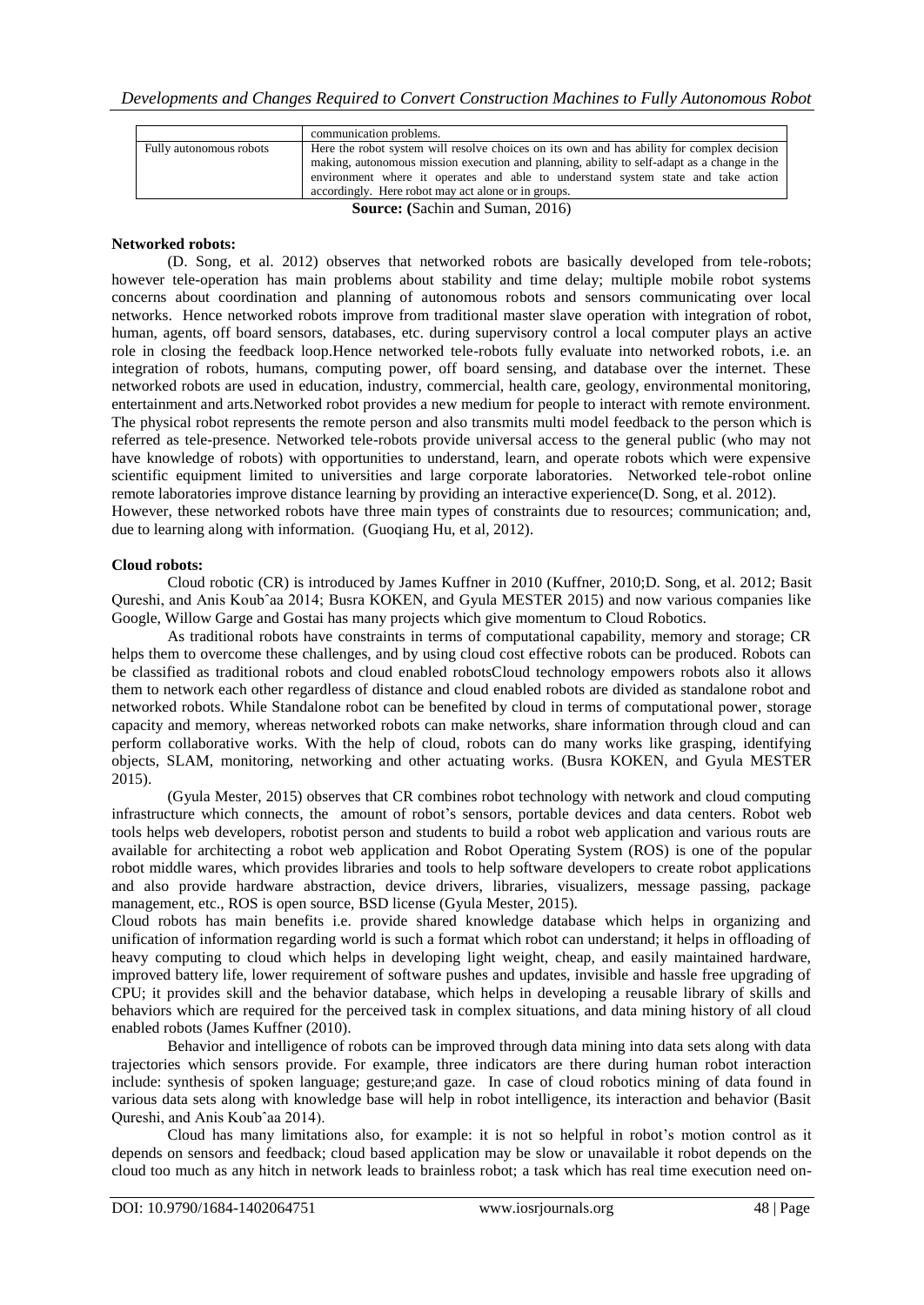| | |
|---|---|
| | communication problems. |
| Fully autonomous robots | Here the robot system will resolve choices on its own and has ability for complex decision making, autonomous mission execution and planning, ability to self-adapt as a change in the environment where it operates and able to understand system state and take action accordingly. Here robot may act alone or in groups. |

**Source: (**Sachin and Suman, 2016)

**Networked robots:**

(D. Song, et al. 2012) observes that networked robots are basically developed from tele-robots; however tele-operation has main problems about stability and time delay; multiple mobile robot systems concerns about coordination and planning of autonomous robots and sensors communicating over local networks. Hence networked robots improve from traditional master slave operation with integration of robot, human, agents, off board sensors, databases, etc. during supervisory control a local computer plays an active role in closing the feedback loop.Hence networked tele-robots fully evaluate into networked robots, i.e. an integration of robots, humans, computing power, off board sensing, and database over the internet. These networked robots are used in education, industry, commercial, health care, geology, environmental monitoring, entertainment and arts.Networked robot provides a new medium for people to interact with remote environment. The physical robot represents the remote person and also transmits multi model feedback to the person which is referred as tele-presence. Networked tele-robots provide universal access to the general public (who may not have knowledge of robots) with opportunities to understand, learn, and operate robots which were expensive scientific equipment limited to universities and large corporate laboratories. Networked tele-robot online remote laboratories improve distance learning by providing an interactive experience(D. Song, et al. 2012).

However, these networked robots have three main types of constraints due to resources; communication; and, due to learning along with information. (Guoqiang Hu, et al, 2012).

**Cloud robots:**

Cloud robotic (CR) is introduced by James Kuffner in 2010 (Kuffner, 2010;D. Song, et al. 2012; Basit Qureshi, and Anis Koubˆaa 2014; Busra KOKEN, and Gyula MESTER 2015) and now various companies like Google, Willow Garge and Gostai has many projects which give momentum to Cloud Robotics.

As traditional robots have constraints in terms of computational capability, memory and storage; CR helps them to overcome these challenges, and by using cloud cost effective robots can be produced. Robots can be classified as traditional robots and cloud enabled robotsCloud technology empowers robots also it allows them to network each other regardless of distance and cloud enabled robots are divided as standalone robot and networked robots. While Standalone robot can be benefited by cloud in terms of computational power, storage capacity and memory, whereas networked robots can make networks, share information through cloud and can perform collaborative works. With the help of cloud, robots can do many works like grasping, identifying objects, SLAM, monitoring, networking and other actuating works. (Busra KOKEN, and Gyula MESTER 2015).

(Gyula Mester, 2015) observes that CR combines robot technology with network and cloud computing infrastructure which connects, the amount of robot's sensors, portable devices and data centers. Robot web tools helps web developers, robotist person and students to build a robot web application and various routs are available for architecting a robot web application and Robot Operating System (ROS) is one of the popular robot middle wares, which provides libraries and tools to help software developers to create robot applications and also provide hardware abstraction, device drivers, libraries, visualizers, message passing, package management, etc., ROS is open source, BSD license (Gyula Mester, 2015).

Cloud robots has main benefits i.e. provide shared knowledge database which helps in organizing and unification of information regarding world is such a format which robot can understand; it helps in offloading of heavy computing to cloud which helps in developing light weight, cheap, and easily maintained hardware, improved battery life, lower requirement of software pushes and updates, invisible and hassle free upgrading of CPU; it provides skill and the behavior database, which helps in developing a reusable library of skills and behaviors which are required for the perceived task in complex situations, and data mining history of all cloud enabled robots (James Kuffner (2010).

Behavior and intelligence of robots can be improved through data mining into data sets along with data trajectories which sensors provide. For example, three indicators are there during human robot interaction include: synthesis of spoken language; gesture;and gaze. In case of cloud robotics mining of data found in various data sets along with knowledge base will help in robot intelligence, its interaction and behavior (Basit Qureshi, and Anis Koubˆaa 2014).

Cloud has many limitations also, for example: it is not so helpful in robot's motion control as it depends on sensors and feedback; cloud based application may be slow or unavailable it robot depends on the cloud too much as any hitch in network leads to brainless robot; a task which has real time execution need on-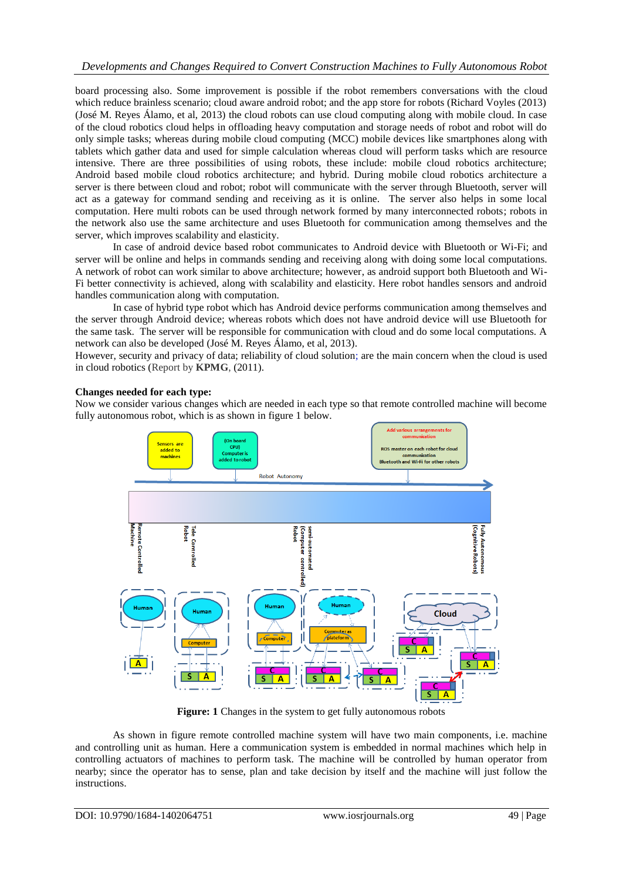board processing also. Some improvement is possible if the robot remembers conversations with the cloud which reduce brainless scenario; cloud aware android robot; and the app store for robots (Richard Voyles (2013) (José M. Reyes Álamo, et al, 2013) the cloud robots can use cloud computing along with mobile cloud. In case of the cloud robotics cloud helps in offloading heavy computation and storage needs of robot and robot will do only simple tasks; whereas during mobile cloud computing (MCC) mobile devices like smartphones along with tablets which gather data and used for simple calculation whereas cloud will perform tasks which are resource intensive. There are three possibilities of using robots, these include: mobile cloud robotics architecture; Android based mobile cloud robotics architecture; and hybrid. During mobile cloud robotics architecture a server is there between cloud and robot; robot will communicate with the server through Bluetooth, server will act as a gateway for command sending and receiving as it is online. The server also helps in some local computation. Here multi robots can be used through network formed by many interconnected robots; robots in the network also use the same architecture and uses Bluetooth for communication among themselves and the server, which improves scalability and elasticity.

In case of android device based robot communicates to Android device with Bluetooth or Wi-Fi; and server will be online and helps in commands sending and receiving along with doing some local computations. A network of robot can work similar to above architecture; however, as android support both Bluetooth and Wi-Fi better connectivity is achieved, along with scalability and elasticity. Here robot handles sensors and android handles communication along with computation.

In case of hybrid type robot which has Android device performs communication among themselves and the server through Android device; whereas robots which does not have android device will use Bluetooth for the same task. The server will be responsible for communication with cloud and do some local computations. A network can also be developed (José M. Reyes Álamo, et al, 2013).

However, security and privacy of data; reliability of cloud solution; are the main concern when the cloud is used in cloud robotics (Report by **KPMG**, (2011).

**Changes needed for each type:**

Now we consider various changes which are needed in each type so that remote controlled machine will become fully autonomous robot, which is as shown in figure 1 below.

**Figure: 1** Changes in the system to get fully autonomous robots

As shown in figure remote controlled machine system will have two main components, i.e. machine and controlling unit as human. Here a communication system is embedded in normal machines which help in controlling actuators of machines to perform task. The machine will be controlled by human operator from nearby; since the operator has to sense, plan and take decision by itself and the machine will just follow the instructions.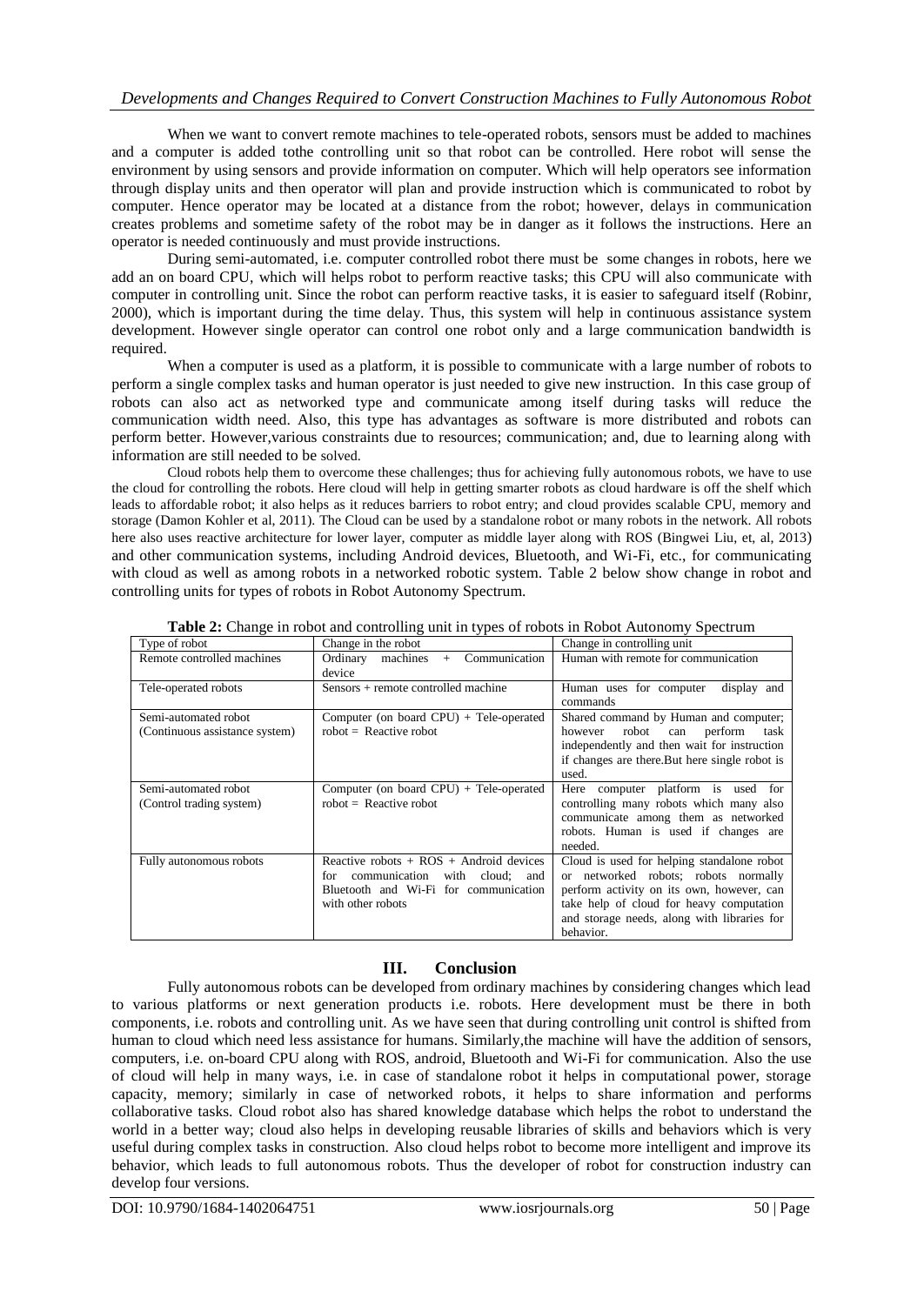When we want to convert remote machines to tele-operated robots, sensors must be added to machines and a computer is added tothe controlling unit so that robot can be controlled. Here robot will sense the environment by using sensors and provide information on computer. Which will help operators see information through display units and then operator will plan and provide instruction which is communicated to robot by computer. Hence operator may be located at a distance from the robot; however, delays in communication creates problems and sometime safety of the robot may be in danger as it follows the instructions. Here an operator is needed continuously and must provide instructions.

During semi-automated, i.e. computer controlled robot there must be some changes in robots, here we add an on board CPU, which will helps robot to perform reactive tasks; this CPU will also communicate with computer in controlling unit. Since the robot can perform reactive tasks, it is easier to safeguard itself (Robinr, 2000), which is important during the time delay. Thus, this system will help in continuous assistance system development. However single operator can control one robot only and a large communication bandwidth is required.

When a computer is used as a platform, it is possible to communicate with a large number of robots to perform a single complex tasks and human operator is just needed to give new instruction. In this case group of robots can also act as networked type and communicate among itself during tasks will reduce the communication width need. Also, this type has advantages as software is more distributed and robots can perform better. However,various constraints due to resources; communication; and, due to learning along with information are still needed to be solved.

Cloud robots help them to overcome these challenges; thus for achieving fully autonomous robots, we have to use the cloud for controlling the robots. Here cloud will help in getting smarter robots as cloud hardware is off the shelf which leads to affordable robot; it also helps as it reduces barriers to robot entry; and cloud provides scalable CPU, memory and storage (Damon Kohler et al, 2011). The Cloud can be used by a standalone robot or many robots in the network. All robots here also uses reactive architecture for lower layer, computer as middle layer along with ROS (Bingwei Liu, et, al, 2013) and other communication systems, including Android devices, Bluetooth, and Wi-Fi, etc., for communicating with cloud as well as among robots in a networked robotic system. Table 2 below show change in robot and controlling units for types of robots in Robot Autonomy Spectrum.

**Table 2:** Change in robot and controlling unit in types of robots in Robot Autonomy Spectrum

| Type of robot | Change in the robot | Change in controlling unit |
|---|---|---|
| Remote controlled machines | Ordinary machines + Communication device | Human with remote for communication |
| Tele-operated robots | Sensors + remote controlled machine | Human uses for computer display and commands |
| Semi-automated robot (Continuous assistance system) | Computer (on board CPU) + Tele-operated robot = Reactive robot | Shared command by Human and computer; however robot can perform task independently and then wait for instruction if changes are there.But here single robot is used. |
| Semi-automated robot (Control trading system) | Computer (on board CPU) + Tele-operated robot = Reactive robot | Here computer platform is used for controlling many robots which many also communicate among them as networked robots. Human is used if changes are needed. |
| Fully autonomous robots | Reactive robots + ROS + Android devices for communication with cloud; and Bluetooth and Wi-Fi for communication with other robots | Cloud is used for helping standalone robot or networked robots; robots normally perform activity on its own, however, can take help of cloud for heavy computation and storage needs, along with libraries for behavior. |

## III. Conclusion

Fully autonomous robots can be developed from ordinary machines by considering changes which lead to various platforms or next generation products i.e. robots. Here development must be there in both components, i.e. robots and controlling unit. As we have seen that during controlling unit control is shifted from human to cloud which need less assistance for humans. Similarly,the machine will have the addition of sensors, computers, i.e. on-board CPU along with ROS, android, Bluetooth and Wi-Fi for communication. Also the use of cloud will help in many ways, i.e. in case of standalone robot it helps in computational power, storage capacity, memory; similarly in case of networked robots, it helps to share information and performs collaborative tasks. Cloud robot also has shared knowledge database which helps the robot to understand the world in a better way; cloud also helps in developing reusable libraries of skills and behaviors which is very useful during complex tasks in construction. Also cloud helps robot to become more intelligent and improve its behavior, which leads to full autonomous robots. Thus the developer of robot for construction industry can develop four versions.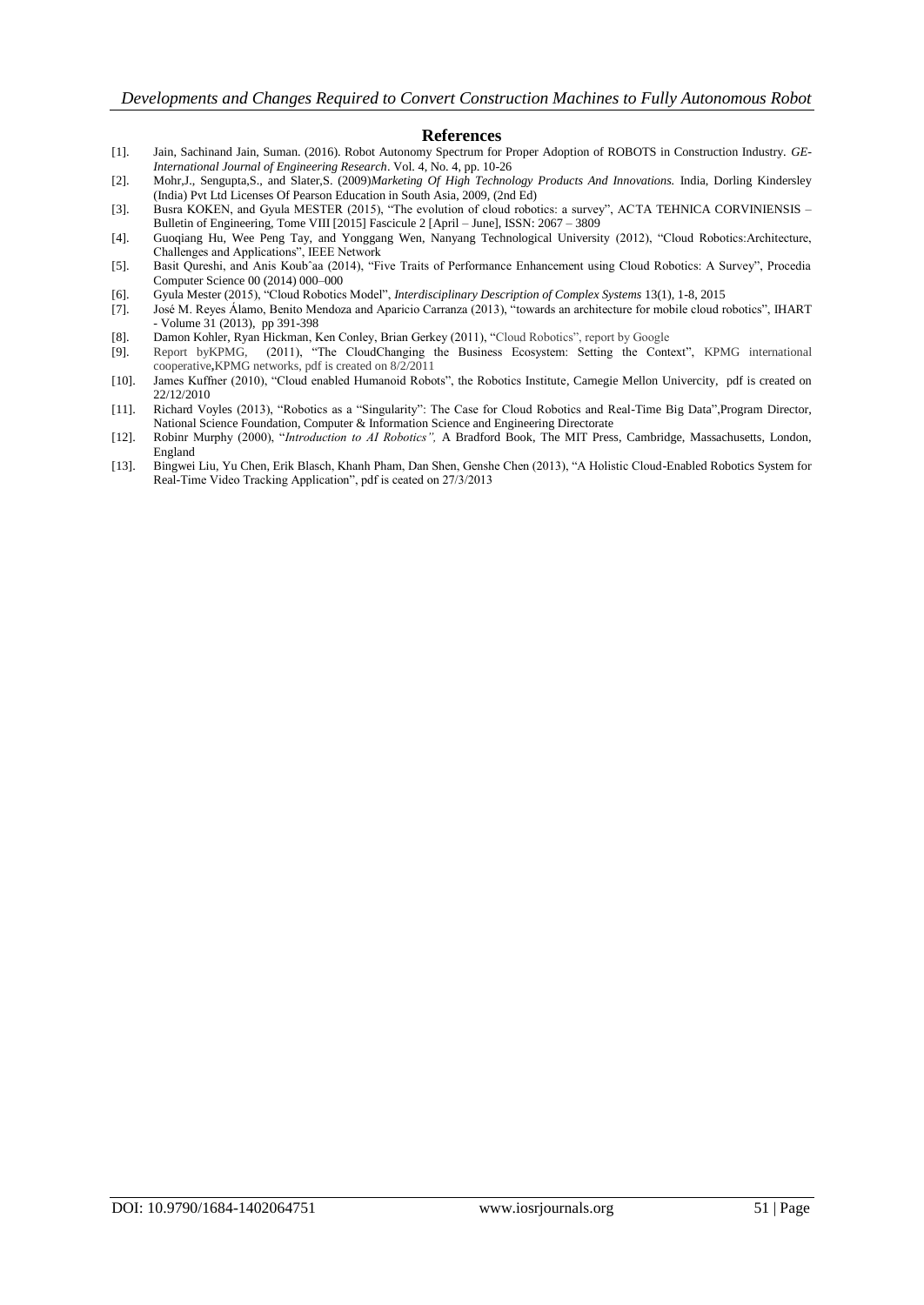## References

[1]. Jain, Sachinand Jain, Suman. (2016). Robot Autonomy Spectrum for Proper Adoption of ROBOTS in Construction Industry. *GE-International Journal of Engineering Research*. Vol. 4, No. 4, pp. 10-26

[2]. Mohr,J., Sengupta,S., and Slater,S. (2009)*Marketing Of High Technology Products And Innovations.* India, Dorling Kindersley (India) Pvt Ltd Licenses Of Pearson Education in South Asia, 2009, (2nd Ed)

[3]. Busra KOKEN, and Gyula MESTER (2015), "The evolution of cloud robotics: a survey", ACTA TEHNICA CORVINIENSIS – Bulletin of Engineering, Tome VIII [2015] Fascicule 2 [April – June], ISSN: 2067 – 3809

[4]. Guoqiang Hu, Wee Peng Tay, and Yonggang Wen, Nanyang Technological University (2012), "Cloud Robotics:Architecture, Challenges and Applications", IEEE Network

[5]. Basit Qureshi, and Anis Koubˆaa (2014), "Five Traits of Performance Enhancement using Cloud Robotics: A Survey", Procedia Computer Science 00 (2014) 000–000

[6]. Gyula Mester (2015), "Cloud Robotics Model", *Interdisciplinary Description of Complex Systems* 13(1), 1-8, 2015

[7]. José M. Reyes Álamo, Benito Mendoza and Aparicio Carranza (2013), "towards an architecture for mobile cloud robotics", IHART - Volume 31 (2013), pp 391-398

[8]. Damon Kohler, Ryan Hickman, Ken Conley, Brian Gerkey (2011), "Cloud Robotics", report by Google

[9]. Report byKPMG, (2011), "The CloudChanging the Business Ecosystem: Setting the Context", KPMG international cooperative,KPMG networks, pdf is created on 8/2/2011

[10]. James Kuffner (2010), "Cloud enabled Humanoid Robots", the Robotics Institute, Carnegie Mellon Univercity, pdf is created on 22/12/2010

[11]. Richard Voyles (2013), "Robotics as a "Singularity": The Case for Cloud Robotics and Real-Time Big Data",Program Director, National Science Foundation, Computer & Information Science and Engineering Directorate

[12]. Robinr Murphy (2000), "*Introduction to AI Robotics",* A Bradford Book, The MIT Press, Cambridge, Massachusetts, London, England

[13]. Bingwei Liu, Yu Chen, Erik Blasch, Khanh Pham, Dan Shen, Genshe Chen (2013), "A Holistic Cloud-Enabled Robotics System for Real-Time Video Tracking Application", pdf is ceated on 27/3/2013